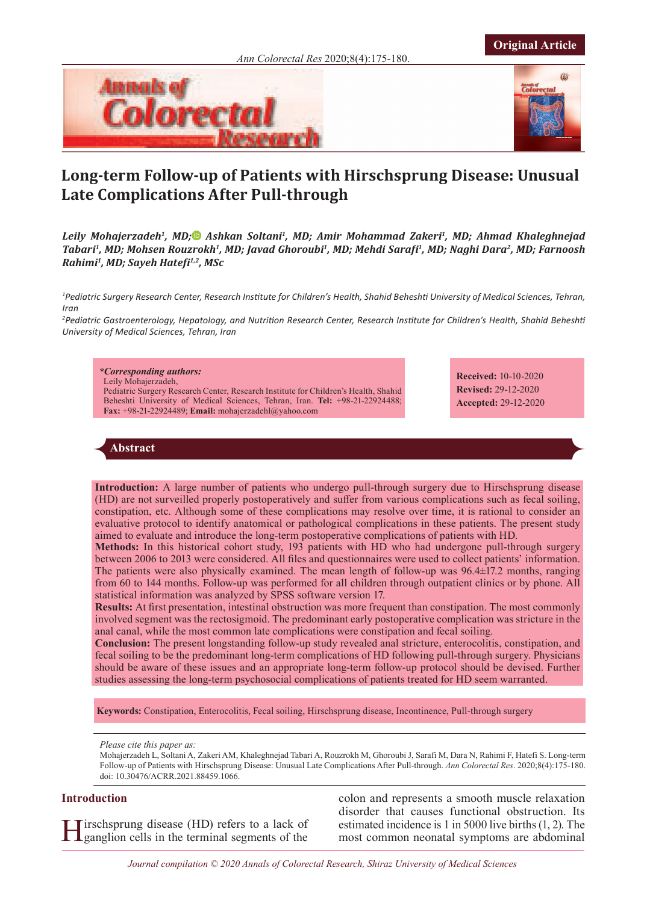Original Article

# Long-term Follow-up of Patients with Hirschsprung Disease: Unusual Late Complications After Pull-through

***Leily Mohajerzadeh[1], MD; Ashkan Soltani[1], MD; Amir Mohammad Zakeri[1], MD; Ahmad Khaleghnejad Tabari[1], MD; Mohsen Rouzrokh[1], MD; Javad Ghoroubi[1], MD; Mehdi Sarafi[1], MD; Naghi Dara[2], MD; Farnoosh Rahimi[1], MD; Sayeh Hatefi[1,2], MSc***

*[1]Pediatric Surgery Research Center, Research Institute for Children's Health, Shahid Beheshti University of Medical Sciences, Tehran, Iran*

*[2]Pediatric Gastroenterology, Hepatology, and Nutrition Research Center, Research Institute for Children's Health, Shahid Beheshti University of Medical Sciences, Tehran, Iran*

***Corresponding authors:**
Leily Mohajerzadeh,
Pediatric Surgery Research Center, Research Institute for Children's Health, Shahid Beheshti University of Medical Sciences, Tehran, Iran. **Tel:** +98-21-22924488; **Fax:** +98-21-22924489; **Email:** mohajerzadehl@yahoo.com

**Received:** 10-10-2020
**Revised:** 29-12-2020
**Accepted:** 29-12-2020

## Abstract

**Introduction:** A large number of patients who undergo pull-through surgery due to Hirschsprung disease (HD) are not surveilled properly postoperatively and suffer from various complications such as fecal soiling, constipation, etc. Although some of these complications may resolve over time, it is rational to consider an evaluative protocol to identify anatomical or pathological complications in these patients. The present study aimed to evaluate and introduce the long-term postoperative complications of patients with HD.

**Methods:** In this historical cohort study, 193 patients with HD who had undergone pull-through surgery between 2006 to 2013 were considered. All files and questionnaires were used to collect patients' information. The patients were also physically examined. The mean length of follow-up was 96.4±17.2 months, ranging from 60 to 144 months. Follow-up was performed for all children through outpatient clinics or by phone. All statistical information was analyzed by SPSS software version 17.

**Results:** At first presentation, intestinal obstruction was more frequent than constipation. The most commonly involved segment was the rectosigmoid. The predominant early postoperative complication was stricture in the anal canal, while the most common late complications were constipation and fecal soiling.

**Conclusion:** The present longstanding follow-up study revealed anal stricture, enterocolitis, constipation, and fecal soiling to be the predominant long-term complications of HD following pull-through surgery. Physicians should be aware of these issues and an appropriate long-term follow-up protocol should be devised. Further studies assessing the long-term psychosocial complications of patients treated for HD seem warranted.

**Keywords:** Constipation, Enterocolitis, Fecal soiling, Hirschsprung disease, Incontinence, Pull-through surgery

*Please cite this paper as:*
Mohajerzadeh L, Soltani A, Zakeri AM, Khaleghnejad Tabari A, Rouzrokh M, Ghoroubi J, Sarafi M, Dara N, Rahimi F, Hatefi S. Long-term Follow-up of Patients with Hirschsprung Disease: Unusual Late Complications After Pull-through. *Ann Colorectal Res*. 2020;8(4):175-180. doi: 10.30476/ACRR.2021.88459.1066.

## Introduction

Hirschsprung disease (HD) refers to a lack of ganglion cells in the terminal segments of the colon and represents a smooth muscle relaxation disorder that causes functional obstruction. Its estimated incidence is 1 in 5000 live births (1, 2). The most common neonatal symptoms are abdominal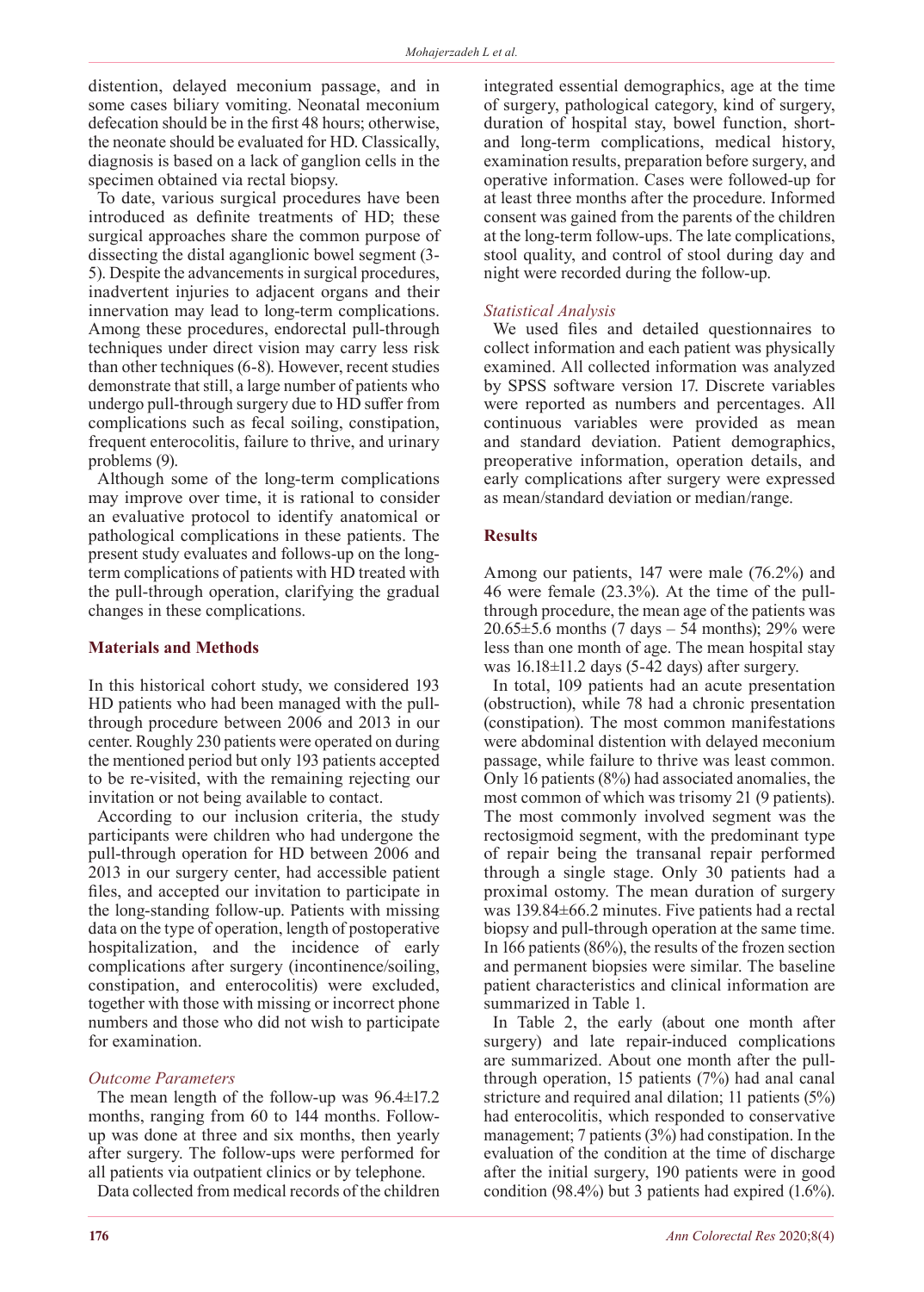distention, delayed meconium passage, and in some cases biliary vomiting. Neonatal meconium defecation should be in the first 48 hours; otherwise, the neonate should be evaluated for HD. Classically, diagnosis is based on a lack of ganglion cells in the specimen obtained via rectal biopsy.

To date, various surgical procedures have been introduced as definite treatments of HD; these surgical approaches share the common purpose of dissecting the distal aganglionic bowel segment (3-5). Despite the advancements in surgical procedures, inadvertent injuries to adjacent organs and their innervation may lead to long-term complications. Among these procedures, endorectal pull-through techniques under direct vision may carry less risk than other techniques (6-8). However, recent studies demonstrate that still, a large number of patients who undergo pull-through surgery due to HD suffer from complications such as fecal soiling, constipation, frequent enterocolitis, failure to thrive, and urinary problems (9).

Although some of the long-term complications may improve over time, it is rational to consider an evaluative protocol to identify anatomical or pathological complications in these patients. The present study evaluates and follows-up on the long-term complications of patients with HD treated with the pull-through operation, clarifying the gradual changes in these complications.

## Materials and Methods

In this historical cohort study, we considered 193 HD patients who had been managed with the pull-through procedure between 2006 and 2013 in our center. Roughly 230 patients were operated on during the mentioned period but only 193 patients accepted to be re-visited, with the remaining rejecting our invitation or not being available to contact.

According to our inclusion criteria, the study participants were children who had undergone the pull-through operation for HD between 2006 and 2013 in our surgery center, had accessible patient files, and accepted our invitation to participate in the long-standing follow-up. Patients with missing data on the type of operation, length of postoperative hospitalization, and the incidence of early complications after surgery (incontinence/soiling, constipation, and enterocolitis) were excluded, together with those with missing or incorrect phone numbers and those who did not wish to participate for examination.

### *Outcome Parameters*

The mean length of the follow-up was 96.4±17.2 months, ranging from 60 to 144 months. Follow-up was done at three and six months, then yearly after surgery. The follow-ups were performed for all patients via outpatient clinics or by telephone.

Data collected from medical records of the children integrated essential demographics, age at the time of surgery, pathological category, kind of surgery, duration of hospital stay, bowel function, short- and long-term complications, medical history, examination results, preparation before surgery, and operative information. Cases were followed-up for at least three months after the procedure. Informed consent was gained from the parents of the children at the long-term follow-ups. The late complications, stool quality, and control of stool during day and night were recorded during the follow-up.

### *Statistical Analysis*

We used files and detailed questionnaires to collect information and each patient was physically examined. All collected information was analyzed by SPSS software version 17. Discrete variables were reported as numbers and percentages. All continuous variables were provided as mean and standard deviation. Patient demographics, preoperative information, operation details, and early complications after surgery were expressed as mean/standard deviation or median/range.

## Results

Among our patients, 147 were male (76.2%) and 46 were female (23.3%). At the time of the pull-through procedure, the mean age of the patients was 20.65±5.6 months (7 days – 54 months); 29% were less than one month of age. The mean hospital stay was 16.18±11.2 days (5-42 days) after surgery.

In total, 109 patients had an acute presentation (obstruction), while 78 had a chronic presentation (constipation). The most common manifestations were abdominal distention with delayed meconium passage, while failure to thrive was least common. Only 16 patients (8%) had associated anomalies, the most common of which was trisomy 21 (9 patients). The most commonly involved segment was the rectosigmoid segment, with the predominant type of repair being the transanal repair performed through a single stage. Only 30 patients had a proximal ostomy. The mean duration of surgery was 139.84±66.2 minutes. Five patients had a rectal biopsy and pull-through operation at the same time. In 166 patients (86%), the results of the frozen section and permanent biopsies were similar. The baseline patient characteristics and clinical information are summarized in Table 1.

In Table 2, the early (about one month after surgery) and late repair-induced complications are summarized. About one month after the pull-through operation, 15 patients (7%) had anal canal stricture and required anal dilation; 11 patients (5%) had enterocolitis, which responded to conservative management; 7 patients (3%) had constipation. In the evaluation of the condition at the time of discharge after the initial surgery, 190 patients were in good condition (98.4%) but 3 patients had expired (1.6%).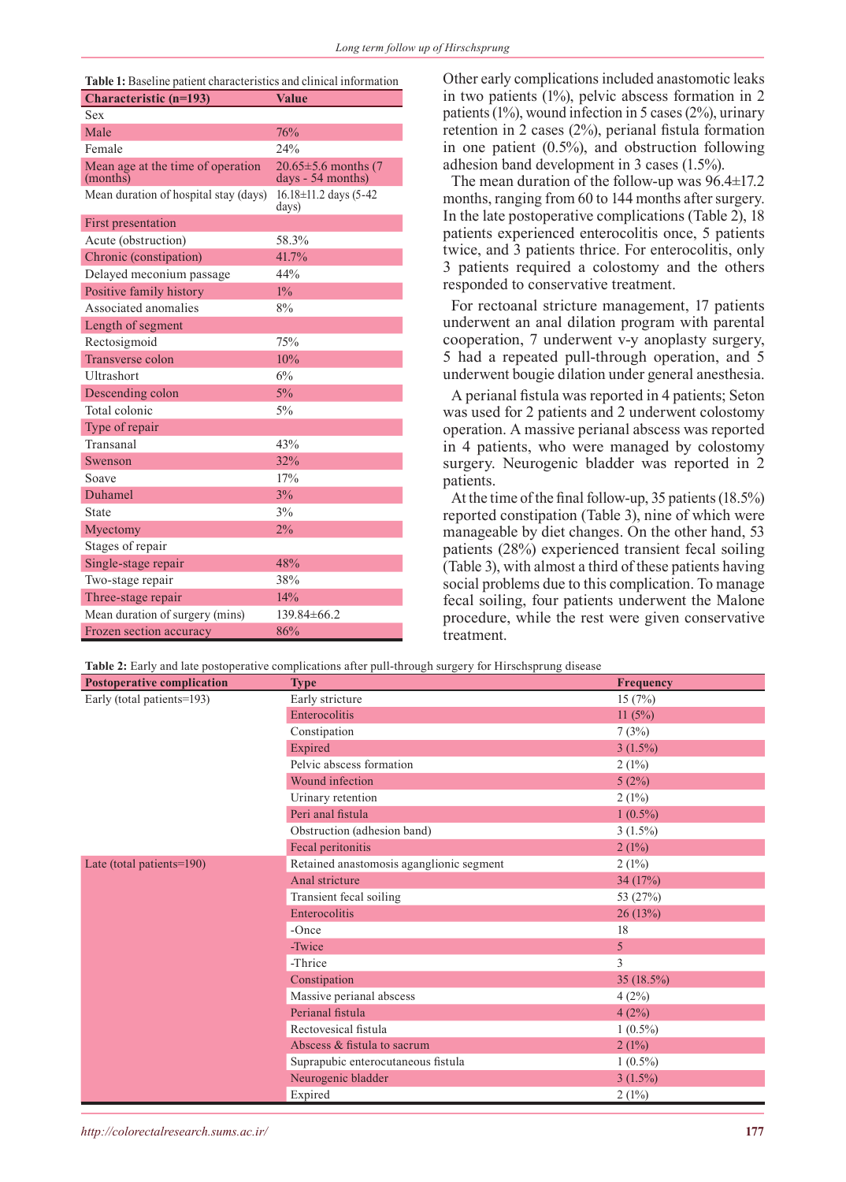**Table 1:** Baseline patient characteristics and clinical information

| Characteristic (n=193) | Value |
|---|---|
| Sex | |
| Male | 76% |
| Female | 24% |
| Mean age at the time of operation (months) | 20.65±5.6 months (7 days - 54 months) |
| Mean duration of hospital stay (days) | 16.18±11.2 days (5-42 days) |
| First presentation | |
| Acute (obstruction) | 58.3% |
| Chronic (constipation) | 41.7% |
| Delayed meconium passage | 44% |
| Positive family history | 1% |
| Associated anomalies | 8% |
| Length of segment | |
| Rectosigmoid | 75% |
| Transverse colon | 10% |
| Ultrashort | 6% |
| Descending colon | 5% |
| Total colonic | 5% |
| Type of repair | |
| Transanal | 43% |
| Swenson | 32% |
| Soave | 17% |
| Duhamel | 3% |
| State | 3% |
| Myectomy | 2% |
| Stages of repair | |
| Single-stage repair | 48% |
| Two-stage repair | 38% |
| Three-stage repair | 14% |
| Mean duration of surgery (mins) | 139.84±66.2 |
| Frozen section accuracy | 86% |

Other early complications included anastomotic leaks in two patients (1%), pelvic abscess formation in 2 patients (1%), wound infection in 5 cases (2%), urinary retention in 2 cases (2%), perianal fistula formation in one patient (0.5%), and obstruction following adhesion band development in 3 cases (1.5%).

The mean duration of the follow-up was 96.4±17.2 months, ranging from 60 to 144 months after surgery. In the late postoperative complications (Table 2), 18 patients experienced enterocolitis once, 5 patients twice, and 3 patients thrice. For enterocolitis, only 3 patients required a colostomy and the others responded to conservative treatment.

For rectoanal stricture management, 17 patients underwent an anal dilation program with parental cooperation, 7 underwent v-y anoplasty surgery, 5 had a repeated pull-through operation, and 5 underwent bougie dilation under general anesthesia.

A perianal fistula was reported in 4 patients; Seton was used for 2 patients and 2 underwent colostomy operation. A massive perianal abscess was reported in 4 patients, who were managed by colostomy surgery. Neurogenic bladder was reported in 2 patients.

At the time of the final follow-up, 35 patients (18.5%) reported constipation (Table 3), nine of which were manageable by diet changes. On the other hand, 53 patients (28%) experienced transient fecal soiling (Table 3), with almost a third of these patients having social problems due to this complication. To manage fecal soiling, four patients underwent the Malone procedure, while the rest were given conservative treatment.

**Table 2:** Early and late postoperative complications after pull-through surgery for Hirschsprung disease

| Postoperative complication | Type | Frequency |
|---|---|---|
| Early (total patients=193) | Early stricture | 15 (7%) |
| | Enterocolitis | 11 (5%) |
| | Constipation | 7 (3%) |
| | Expired | 3 (1.5%) |
| | Pelvic abscess formation | 2 (1%) |
| | Wound infection | 5 (2%) |
| | Urinary retention | 2 (1%) |
| | Peri anal fistula | 1 (0.5%) |
| | Obstruction (adhesion band) | 3 (1.5%) |
| | Fecal peritonitis | 2 (1%) |
| Late (total patients=190) | Retained anastomosis aganglionic segment | 2 (1%) |
| | Anal stricture | 34 (17%) |
| | Transient fecal soiling | 53 (27%) |
| | Enterocolitis | 26 (13%) |
| | -Once | 18 |
| | -Twice | 5 |
| | -Thrice | 3 |
| | Constipation | 35 (18.5%) |
| | Massive perianal abscess | 4 (2%) |
| | Perianal fistula | 4 (2%) |
| | Rectovesical fistula | 1 (0.5%) |
| | Abscess & fistula to sacrum | 2 (1%) |
| | Suprapubic enterocutaneous fistula | 1 (0.5%) |
| | Neurogenic bladder | 3 (1.5%) |
| | Expired | 2 (1%) |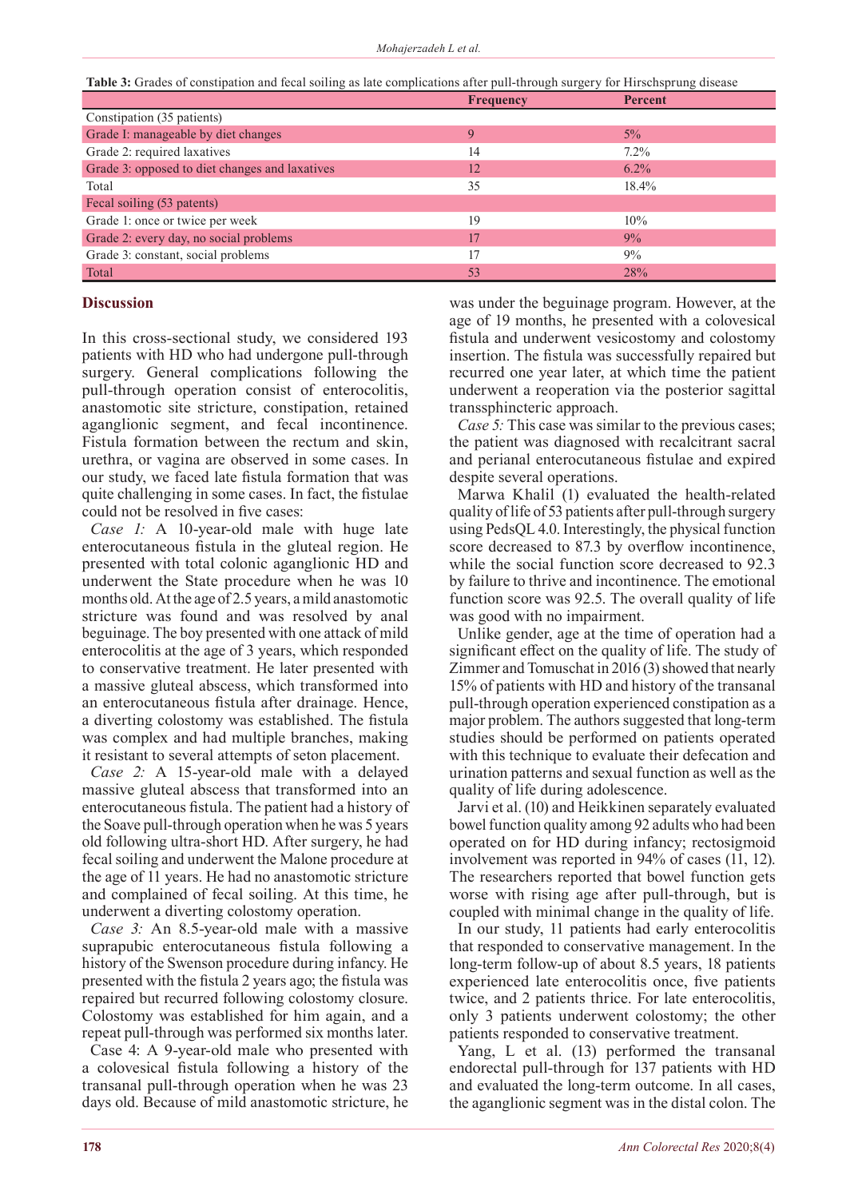**Table 3:** Grades of constipation and fecal soiling as late complications after pull-through surgery for Hirschsprung disease

| | Frequency | Percent |
|---|---|---|
| Constipation (35 patients) | | |
| Grade I: manageable by diet changes | 9 | 5% |
| Grade 2: required laxatives | 14 | 7.2% |
| Grade 3: opposed to diet changes and laxatives | 12 | 6.2% |
| Total | 35 | 18.4% |
| Fecal soiling (53 patents) | | |
| Grade 1: once or twice per week | 19 | 10% |
| Grade 2: every day, no social problems | 17 | 9% |
| Grade 3: constant, social problems | 17 | 9% |
| Total | 53 | 28% |

## Discussion

In this cross-sectional study, we considered 193 patients with HD who had undergone pull-through surgery. General complications following the pull-through operation consist of enterocolitis, anastomotic site stricture, constipation, retained aganglionic segment, and fecal incontinence. Fistula formation between the rectum and skin, urethra, or vagina are observed in some cases. In our study, we faced late fistula formation that was quite challenging in some cases. In fact, the fistulae could not be resolved in five cases:

*Case 1:* A 10-year-old male with huge late enterocutaneous fistula in the gluteal region. He presented with total colonic aganglionic HD and underwent the State procedure when he was 10 months old. At the age of 2.5 years, a mild anastomotic stricture was found and was resolved by anal beguinage. The boy presented with one attack of mild enterocolitis at the age of 3 years, which responded to conservative treatment. He later presented with a massive gluteal abscess, which transformed into an enterocutaneous fistula after drainage. Hence, a diverting colostomy was established. The fistula was complex and had multiple branches, making it resistant to several attempts of seton placement.

*Case 2:* A 15-year-old male with a delayed massive gluteal abscess that transformed into an enterocutaneous fistula. The patient had a history of the Soave pull-through operation when he was 5 years old following ultra-short HD. After surgery, he had fecal soiling and underwent the Malone procedure at the age of 11 years. He had no anastomotic stricture and complained of fecal soiling. At this time, he underwent a diverting colostomy operation.

*Case 3:* An 8.5-year-old male with a massive suprapubic enterocutaneous fistula following a history of the Swenson procedure during infancy. He presented with the fistula 2 years ago; the fistula was repaired but recurred following colostomy closure. Colostomy was established for him again, and a repeat pull-through was performed six months later.

Case 4: A 9-year-old male who presented with a colovesical fistula following a history of the transanal pull-through operation when he was 23 days old. Because of mild anastomotic stricture, he was under the beguinage program. However, at the age of 19 months, he presented with a colovesical fistula and underwent vesicostomy and colostomy insertion. The fistula was successfully repaired but recurred one year later, at which time the patient underwent a reoperation via the posterior sagittal transsphincteric approach.

*Case 5:* This case was similar to the previous cases; the patient was diagnosed with recalcitrant sacral and perianal enterocutaneous fistulae and expired despite several operations.

Marwa Khalil (1) evaluated the health-related quality of life of 53 patients after pull-through surgery using PedsQL 4.0. Interestingly, the physical function score decreased to 87.3 by overflow incontinence, while the social function score decreased to 92.3 by failure to thrive and incontinence. The emotional function score was 92.5. The overall quality of life was good with no impairment.

Unlike gender, age at the time of operation had a significant effect on the quality of life. The study of Zimmer and Tomuschat in 2016 (3) showed that nearly 15% of patients with HD and history of the transanal pull-through operation experienced constipation as a major problem. The authors suggested that long-term studies should be performed on patients operated with this technique to evaluate their defecation and urination patterns and sexual function as well as the quality of life during adolescence.

Jarvi et al. (10) and Heikkinen separately evaluated bowel function quality among 92 adults who had been operated on for HD during infancy; rectosigmoid involvement was reported in 94% of cases (11, 12). The researchers reported that bowel function gets worse with rising age after pull-through, but is coupled with minimal change in the quality of life.

In our study, 11 patients had early enterocolitis that responded to conservative management. In the long-term follow-up of about 8.5 years, 18 patients experienced late enterocolitis once, five patients twice, and 2 patients thrice. For late enterocolitis, only 3 patients underwent colostomy; the other patients responded to conservative treatment.

Yang, L et al. (13) performed the transanal endorectal pull-through for 137 patients with HD and evaluated the long-term outcome. In all cases, the aganglionic segment was in the distal colon. The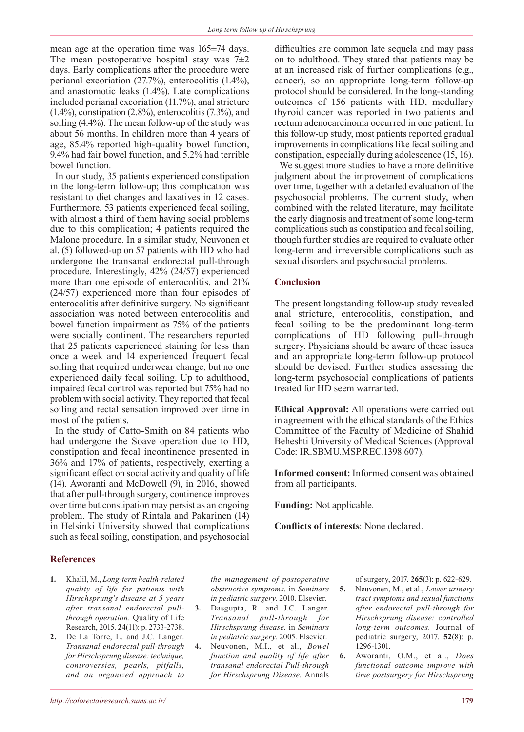mean age at the operation time was 165±74 days. The mean postoperative hospital stay was 7±2 days. Early complications after the procedure were perianal excoriation (27.7%), enterocolitis (1.4%), and anastomotic leaks (1.4%). Late complications included perianal excoriation (11.7%), anal stricture (1.4%), constipation (2.8%), enterocolitis (7.3%), and soiling (4.4%). The mean follow-up of the study was about 56 months. In children more than 4 years of age, 85.4% reported high-quality bowel function, 9.4% had fair bowel function, and 5.2% had terrible bowel function.

In our study, 35 patients experienced constipation in the long-term follow-up; this complication was resistant to diet changes and laxatives in 12 cases. Furthermore, 53 patients experienced fecal soiling, with almost a third of them having social problems due to this complication; 4 patients required the Malone procedure. In a similar study, Neuvonen et al. (5) followed-up on 57 patients with HD who had undergone the transanal endorectal pull-through procedure. Interestingly, 42% (24/57) experienced more than one episode of enterocolitis, and 21% (24/57) experienced more than four episodes of enterocolitis after definitive surgery. No significant association was noted between enterocolitis and bowel function impairment as 75% of the patients were socially continent. The researchers reported that 25 patients experienced staining for less than once a week and 14 experienced frequent fecal soiling that required underwear change, but no one experienced daily fecal soiling. Up to adulthood, impaired fecal control was reported but 75% had no problem with social activity. They reported that fecal soiling and rectal sensation improved over time in most of the patients.

In the study of Catto-Smith on 84 patients who had undergone the Soave operation due to HD, constipation and fecal incontinence presented in 36% and 17% of patients, respectively, exerting a significant effect on social activity and quality of life (14). Aworanti and McDowell (9), in 2016, showed that after pull-through surgery, continence improves over time but constipation may persist as an ongoing problem. The study of Rintala and Pakarinen (14) in Helsinki University showed that complications such as fecal soiling, constipation, and psychosocial difficulties are common late sequela and may pass on to adulthood. They stated that patients may be at an increased risk of further complications (e.g., cancer), so an appropriate long-term follow-up protocol should be considered. In the long-standing outcomes of 156 patients with HD, medullary thyroid cancer was reported in two patients and rectum adenocarcinoma occurred in one patient. In this follow-up study, most patients reported gradual improvements in complications like fecal soiling and constipation, especially during adolescence (15, 16).

We suggest more studies to have a more definitive judgment about the improvement of complications over time, together with a detailed evaluation of the psychosocial problems. The current study, when combined with the related literature, may facilitate the early diagnosis and treatment of some long-term complications such as constipation and fecal soiling, though further studies are required to evaluate other long-term and irreversible complications such as sexual disorders and psychosocial problems.

## Conclusion

The present longstanding follow-up study revealed anal stricture, enterocolitis, constipation, and fecal soiling to be the predominant long-term complications of HD following pull-through surgery. Physicians should be aware of these issues and an appropriate long-term follow-up protocol should be devised. Further studies assessing the long-term psychosocial complications of patients treated for HD seem warranted.

**Ethical Approval:** All operations were carried out in agreement with the ethical standards of the Ethics Committee of the Faculty of Medicine of Shahid Beheshti University of Medical Sciences (Approval Code: IR.SBMU.MSP.REC.1398.607).

**Informed consent:** Informed consent was obtained from all participants.

**Funding:** Not applicable.

**Conflicts of interests**: None declared.

## References

1. Khalil, M., *Long-term health-related quality of life for patients with Hirschsprung's disease at 5 years after transanal endorectal pull-through operation.* Quality of Life Research, 2015. **24**(11): p. 2733-2738.
2. De La Torre, L. and J.C. Langer. *Transanal endorectal pull-through for Hirschsprung disease: technique, controversies, pearls, pitfalls, and an organized approach to the management of postoperative obstructive symptoms.* in *Seminars in pediatric surgery.* 2010. Elsevier.
3. Dasgupta, R. and J.C. Langer. *Transanal pull-through for Hirschsprung disease.* in *Seminars in pediatric surgery.* 2005. Elsevier.
4. Neuvonen, M.I., et al., *Bowel function and quality of life after transanal endorectal Pull-through for Hirschsprung Disease.* Annals of surgery, 2017. **265**(3): p. 622-629.
5. Neuvonen, M., et al., *Lower urinary tract symptoms and sexual functions after endorectal pull-through for Hirschsprung disease: controlled long-term outcomes.* Journal of pediatric surgery, 2017. **52**(8): p. 1296-1301.
6. Aworanti, O.M., et al., *Does functional outcome improve with time postsurgery for Hirschsprung*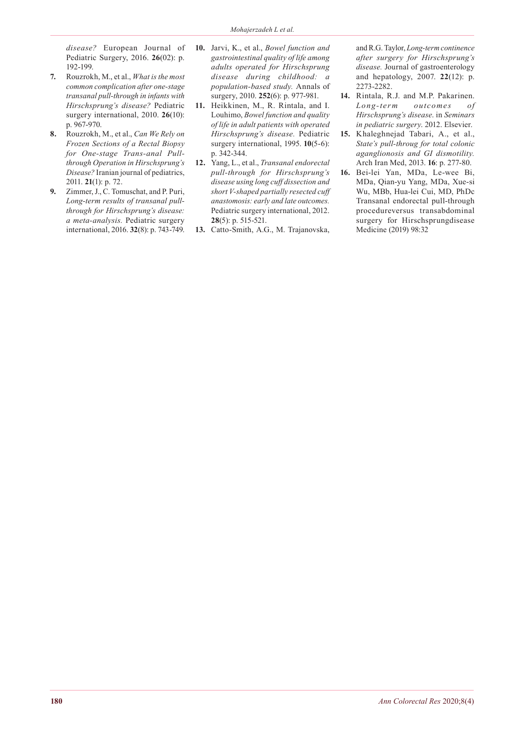*disease?* European Journal of Pediatric Surgery, 2016. **26**(02): p. 192-199.

7. Rouzrokh, M., et al., *What is the most common complication after one-stage transanal pull-through in infants with Hirschsprung's disease?* Pediatric surgery international, 2010. **26**(10): p. 967-970.
8. Rouzrokh, M., et al., *Can We Rely on Frozen Sections of a Rectal Biopsy for One-stage Trans-anal Pull-through Operation in Hirschsprung's Disease?* Iranian journal of pediatrics, 2011. **21**(1): p. 72.
9. Zimmer, J., C. Tomuschat, and P. Puri, *Long-term results of transanal pull-through for Hirschsprung's disease: a meta-analysis.* Pediatric surgery international, 2016. **32**(8): p. 743-749.
10. Jarvi, K., et al., *Bowel function and gastrointestinal quality of life among adults operated for Hirschsprung disease during childhood: a population-based study.* Annals of surgery, 2010. **252**(6): p. 977-981.
11. Heikkinen, M., R. Rintala, and I. Louhimo, *Bowel function and quality of life in adult patients with operated Hirschsprung's disease.* Pediatric surgery international, 1995. **10**(5-6): p. 342-344.
12. Yang, L., et al., *Transanal endorectal pull-through for Hirschsprung's disease using long cuff dissection and short V-shaped partially resected cuff anastomosis: early and late outcomes.* Pediatric surgery international, 2012. **28**(5): p. 515-521.
13. Catto-Smith, A.G., M. Trajanovska, and R.G. Taylor, *Long-term continence after surgery for Hirschsprung's disease.* Journal of gastroenterology and hepatology, 2007. **22**(12): p. 2273-2282.
14. Rintala, R.J. and M.P. Pakarinen. *Long-term outcomes of Hirschsprung's disease.* in *Seminars in pediatric surgery*. 2012. Elsevier.
15. Khaleghnejad Tabari, A., et al., *State's pull-throug for total colonic aganglionosis and GI dismotility.* Arch Iran Med, 2013. **16**: p. 277-80.
16. Bei-lei Yan, MDa, Le-wee Bi, MDa, Qian-yu Yang, MDa, Xue-si Wu, MBb, Hua-lei Cui, MD, PhDc Transanal endorectal pull-through procedureversus transabdominal surgery for Hirschsprungdisease Medicine (2019) 98:32